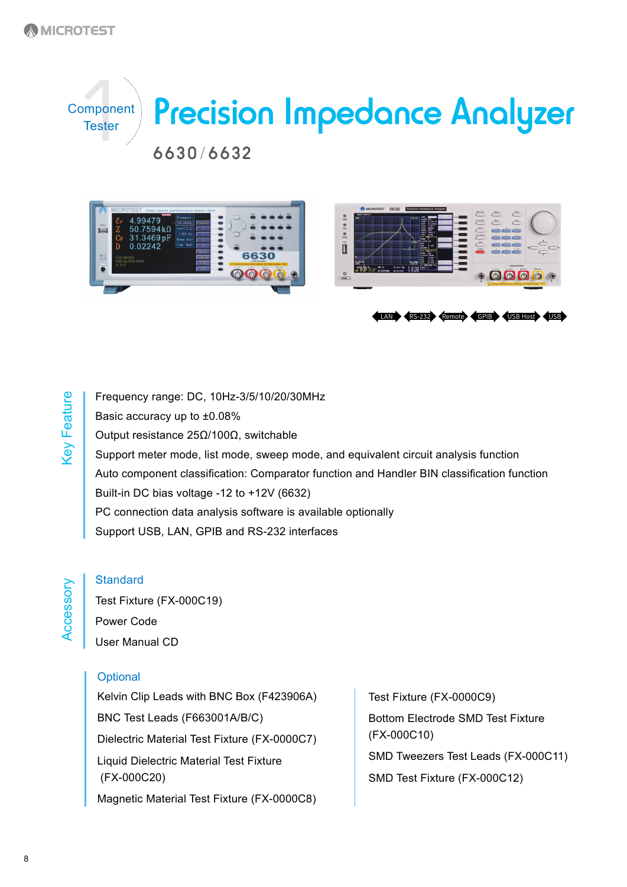Component Tester

# Precision Impedance Analyzer

## 6630 / 6632

LAN RS-232 Remote GPIB USB Host USB

## Key Feature

- Frequency range: DC, 10Hz-3/5/10/20/30MHz
- Basic accuracy up to ±0.08%
- Output resistance 25Ω/100Ω, switchable
- Support meter mode, list mode, sweep mode, and equivalent circuit analysis function
- Auto component classification: Comparator function and Handler BIN classification function
- Built-in DC bias voltage -12 to +12V (6632)
- PC connection data analysis software is available optionally
- Support USB, LAN, GPIB and RS-232 interfaces

## Accessory

### Standard

- Test Fixture (FX-000C19)
- Power Code
- User Manual CD

### Optional

- Kelvin Clip Leads with BNC Box (F423906A)
- BNC Test Leads (F663001A/B/C)
- Dielectric Material Test Fixture (FX-0000C7)
- Liquid Dielectric Material Test Fixture (FX-000C20)
- Magnetic Material Test Fixture (FX-0000C8)
- Test Fixture (FX-0000C9)
- Bottom Electrode SMD Test Fixture (FX-000C10)
- SMD Tweezers Test Leads (FX-000C11)
- SMD Test Fixture (FX-000C12)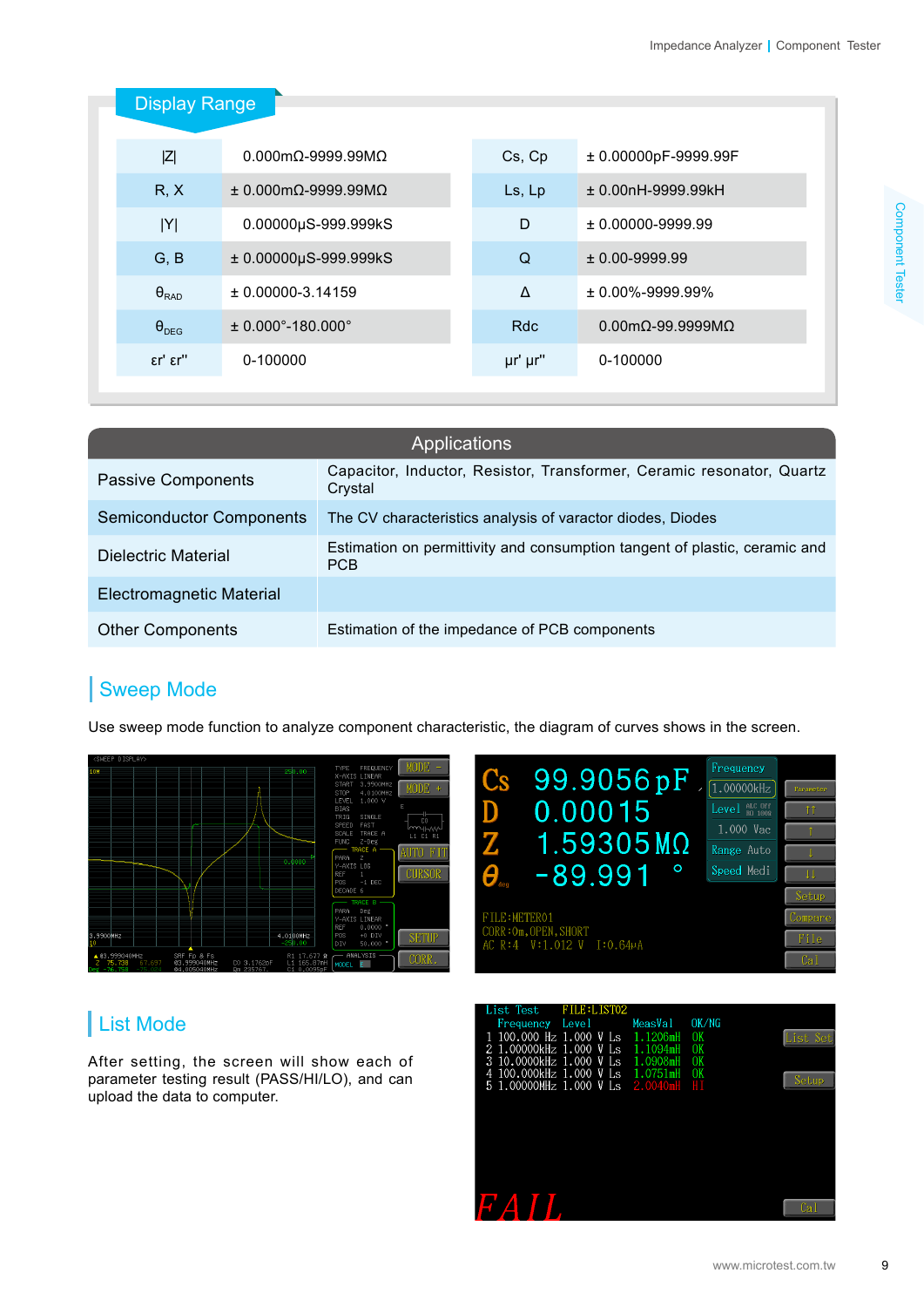## Display Range

| | | | |
|---|---|---|---|
| \|Z\| | 0.000mΩ-9999.99MΩ | Cs, Cp | ± 0.00000pF-9999.99F |
| R, X | ± 0.000mΩ-9999.99MΩ | Ls, Lp | ± 0.00nH-9999.99kH |
| \|Y\| | 0.00000μS-999.999kS | D | ± 0.00000-9999.99 |
| G, B | ± 0.00000μS-999.999kS | Q | ± 0.00-9999.99 |
| $\theta_{RAD}$ | ± 0.00000-3.14159 | Δ | ± 0.00%-9999.99% |
| $\theta_{DEG}$ | ± 0.000°-180.000° | Rdc | 0.00mΩ-99.9999MΩ |
| εr' εr'' | 0-100000 | μr' μr'' | 0-100000 |

| Applications | |
|---|---|
| Passive Components | Capacitor, Inductor, Resistor, Transformer, Ceramic resonator, Quartz Crystal |
| Semiconductor Components | The CV characteristics analysis of varactor diodes, Diodes |
| Dielectric Material | Estimation on permittivity and consumption tangent of plastic, ceramic and PCB |
| Electromagnetic Material | |
| Other Components | Estimation of the impedance of PCB components |

## Sweep Mode

Use sweep mode function to analyze component characteristic, the diagram of curves shows in the screen.

## List Mode

After setting, the screen will show each of parameter testing result (PASS/HI/LO), and can upload the data to computer.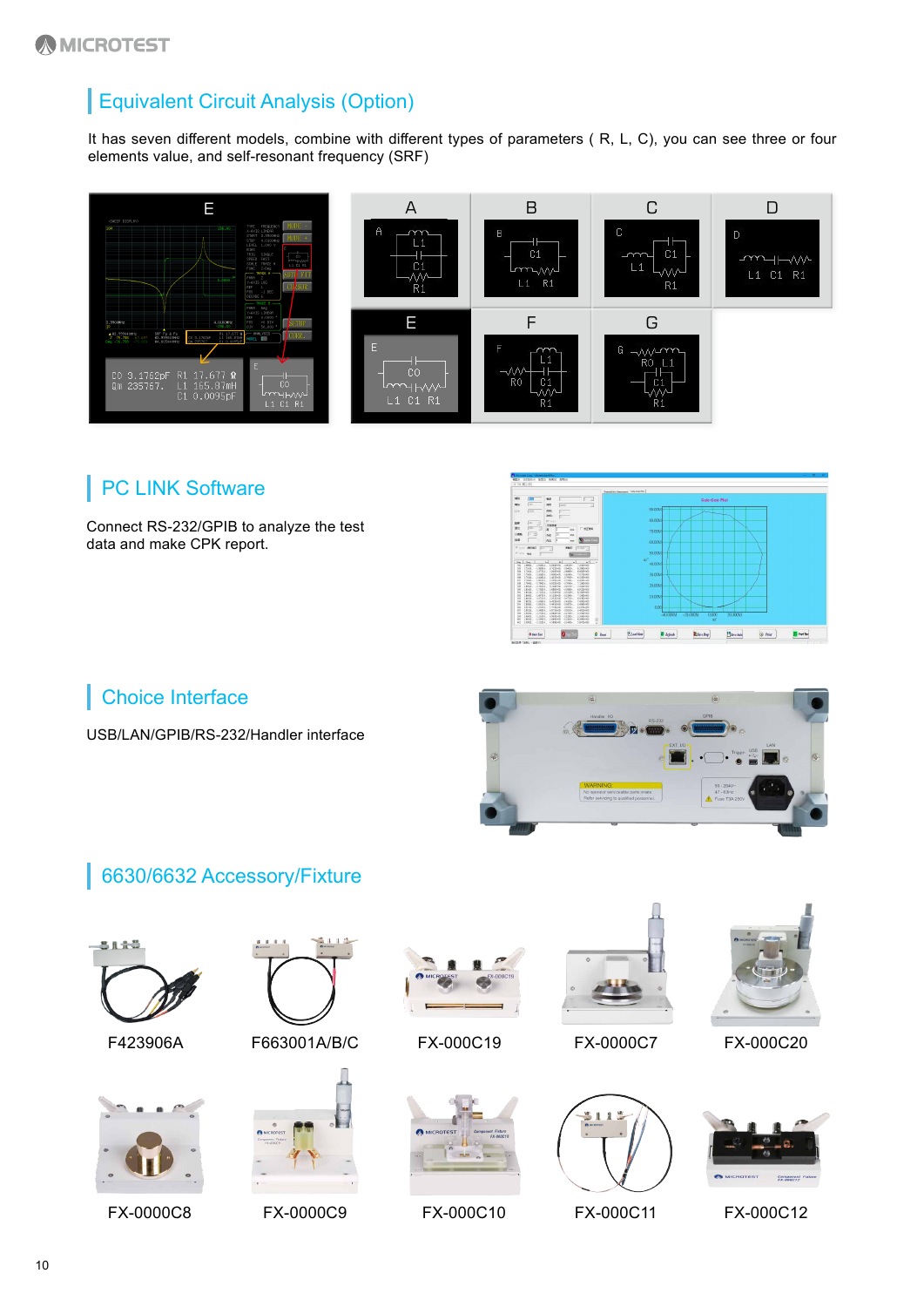## Equivalent Circuit Analysis (Option)

It has seven different models, combine with different types of parameters ( R, L, C), you can see three or four elements value, and self-resonant frequency (SRF)

## PC LINK Software

Connect RS-232/GPIB to analyze the test data and make CPK report.

## Choice Interface

USB/LAN/GPIB/RS-232/Handler interface

## 6630/6632 Accessory/Fixture

F423906A

F663001A/B/C

FX-000C19

FX-0000C7

FX-000C20

FX-0000C8

FX-0000C9

FX-000C10

FX-000C11

FX-000C12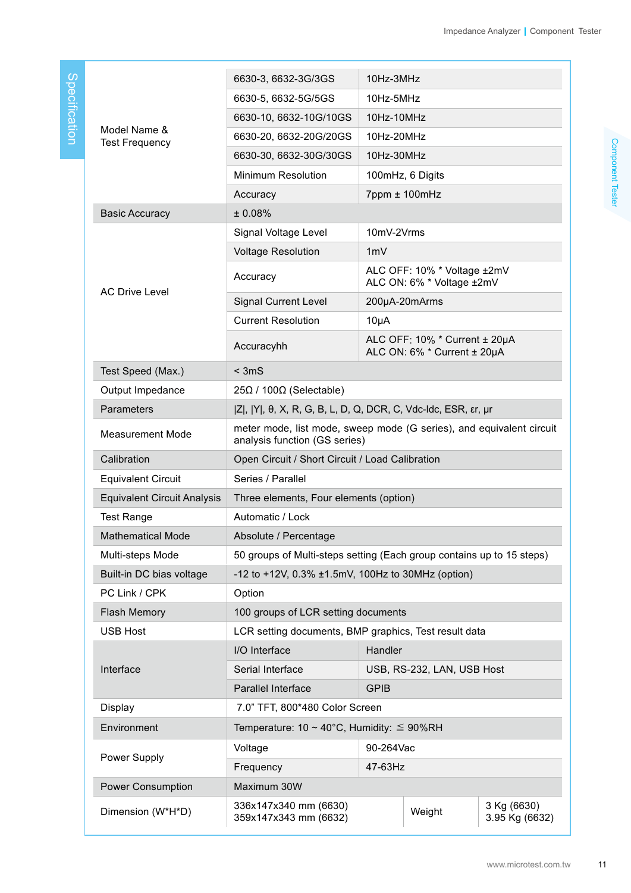## Specification

| | | |
|---|---|---|
| Model Name & Test Frequency | 6630-3, 6632-3G/3GS | 10Hz-3MHz |
| | 6630-5, 6632-5G/5GS | 10Hz-5MHz |
| | 6630-10, 6632-10G/10GS | 10Hz-10MHz |
| | 6630-20, 6632-20G/20GS | 10Hz-20MHz |
| | 6630-30, 6632-30G/30GS | 10Hz-30MHz |
| | Minimum Resolution | 100mHz, 6 Digits |
| | Accuracy | 7ppm ± 100mHz |
| Basic Accuracy | ± 0.08% | |
| AC Drive Level | Signal Voltage Level | 10mV-2Vrms |
| | Voltage Resolution | 1mV |
| | Accuracy | ALC OFF: 10% * Voltage ±2mV<br>ALC ON: 6% * Voltage ±2mV |
| | Signal Current Level | 200μA-20mArms |
| | Current Resolution | 10μA |
| | Accuracyhh | ALC OFF: 10% * Current ± 20μA<br>ALC ON: 6% * Current ± 20μA |
| Test Speed (Max.) | < 3mS | |
| Output Impedance | 25Ω / 100Ω (Selectable) | |
| Parameters | \|Z\|, \|Y\|, θ, X, R, G, B, L, D, Q, DCR, C, Vdc-Idc, ESR, εr, μr | |
| Measurement Mode | meter mode, list mode, sweep mode (G series), and equivalent circuit analysis function (GS series) | |
| Calibration | Open Circuit / Short Circuit / Load Calibration | |
| Equivalent Circuit | Series / Parallel | |
| Equivalent Circuit Analysis | Three elements, Four elements (option) | |
| Test Range | Automatic / Lock | |
| Mathematical Mode | Absolute / Percentage | |
| Multi-steps Mode | 50 groups of Multi-steps setting (Each group contains up to 15 steps) | |
| Built-in DC bias voltage | -12 to +12V, 0.3% ±1.5mV, 100Hz to 30MHz (option) | |
| PC Link / CPK | Option | |
| Flash Memory | 100 groups of LCR setting documents | |
| USB Host | LCR setting documents, BMP graphics, Test result data | |
| Interface | I/O Interface | Handler |
| | Serial Interface | USB, RS-232, LAN, USB Host |
| | Parallel Interface | GPIB |
| Display | 7.0” TFT, 800*480 Color Screen | |
| Environment | Temperature: 10 ~ 40°C, Humidity: ≦ 90%RH | |
| Power Supply | Voltage | 90-264Vac |
| | Frequency | 47-63Hz |
| Power Consumption | Maximum 30W | |
| Dimension (W*H*D) | 336x147x340 mm (6630)<br>359x147x343 mm (6632) | Weight: 3 Kg (6630)<br>3.95 Kg (6632) |